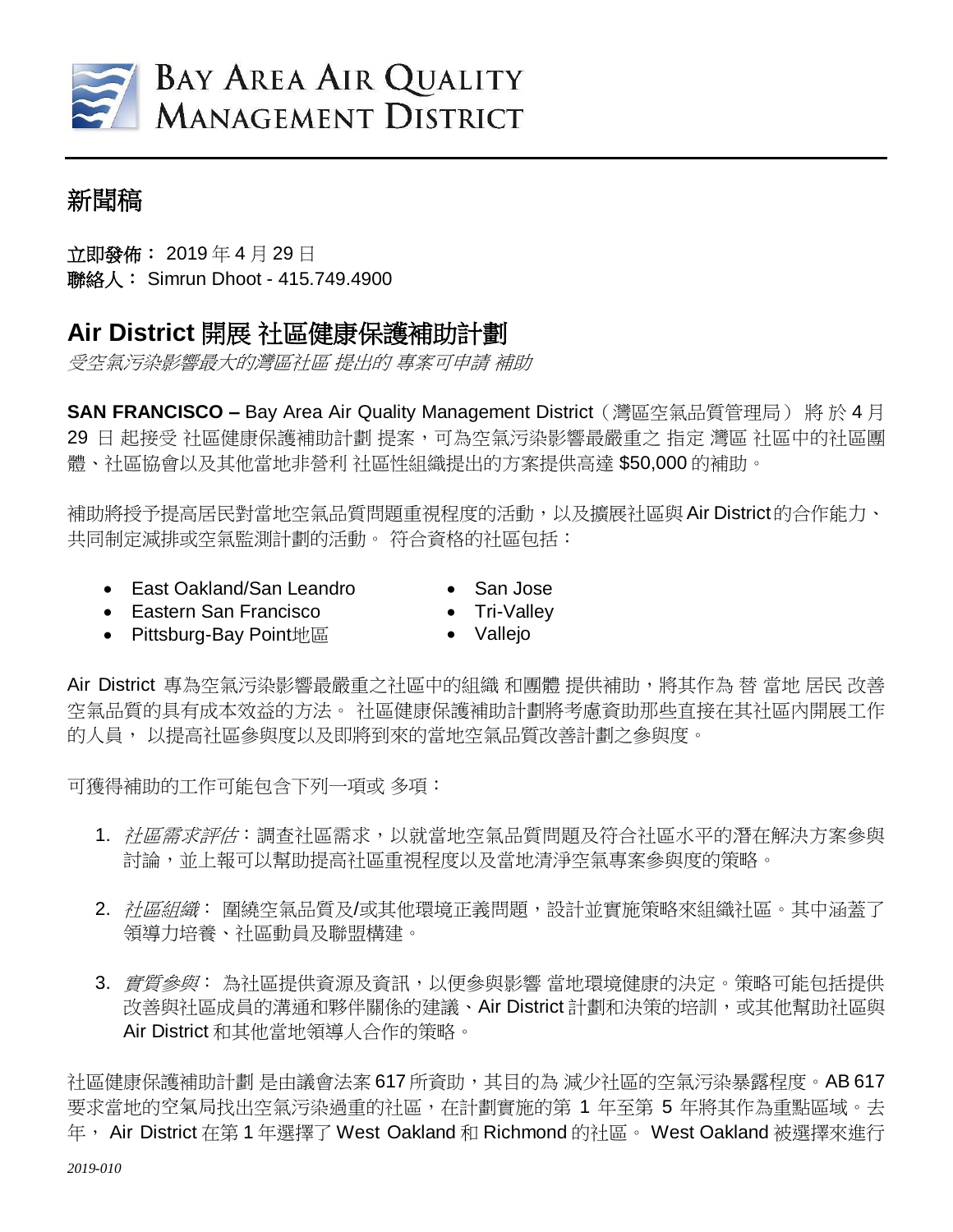BAY AREA AIR QUALITY
MANAGEMENT DISTRICT

# 新聞稿

**立即發佈：** 2019 年 4 月 29 日
**聯絡人：** Simrun Dhoot - 415.749.4900

## Air District 開展 社區健康保護補助計劃

*受空氣污染影響最大的灣區社區 提出的 專案可申請 補助*

**SAN FRANCISCO –** Bay Area Air Quality Management District（灣區空氣品質管理局） 將 於 4 月 29 日 起接受 社區健康保護補助計劃 提案，可為空氣污染影響最嚴重之 指定 灣區 社區中的社區團體、社區協會以及其他當地非營利 社區性組織提出的方案提供高達 $50,000 的補助。

補助將授予提高居民對當地空氣品質問題重視程度的活動，以及擴展社區與 Air District 的合作能力、共同制定減排或空氣監測計劃的活動。 符合資格的社區包括：

- East Oakland/San Leandro
- Eastern San Francisco
- Pittsburg-Bay Point地區
- San Jose
- Tri-Valley
- Vallejo

Air District 專為空氣污染影響最嚴重之社區中的組織 和團體 提供補助，將其作為 替 當地 居民 改善空氣品質的具有成本效益的方法。 社區健康保護補助計劃將考慮資助那些直接在其社區內開展工作的人員， 以提高社區參與度以及即將到來的當地空氣品質改善計劃之參與度。

可獲得補助的工作可能包含下列一項或 多項：

1. *社區需求評估*：調查社區需求，以就當地空氣品質問題及符合社區水平的潛在解決方案參與討論，並上報可以幫助提高社區重視程度以及當地清淨空氣專案參與度的策略。

2. *社區組織*： 圍繞空氣品質及/或其他環境正義問題，設計並實施策略來組織社區。其中涵蓋了領導力培養、社區動員及聯盟構建。

3. *實質參與*： 為社區提供資源及資訊，以便參與影響 當地環境健康的決定。策略可能包括提供改善與社區成員的溝通和夥伴關係的建議、Air District 計劃和決策的培訓，或其他幫助社區與 Air District 和其他當地領導人合作的策略。

社區健康保護補助計劃 是由議會法案 617 所資助，其目的為 減少社區的空氣污染暴露程度。AB 617 要求當地的空氣局找出空氣污染過重的社區，在計劃實施的第 1 年至第 5 年將其作為重點區域。去年， Air District 在第 1 年選擇了 West Oakland 和 Richmond 的社區。 West Oakland 被選擇來進行

2019-010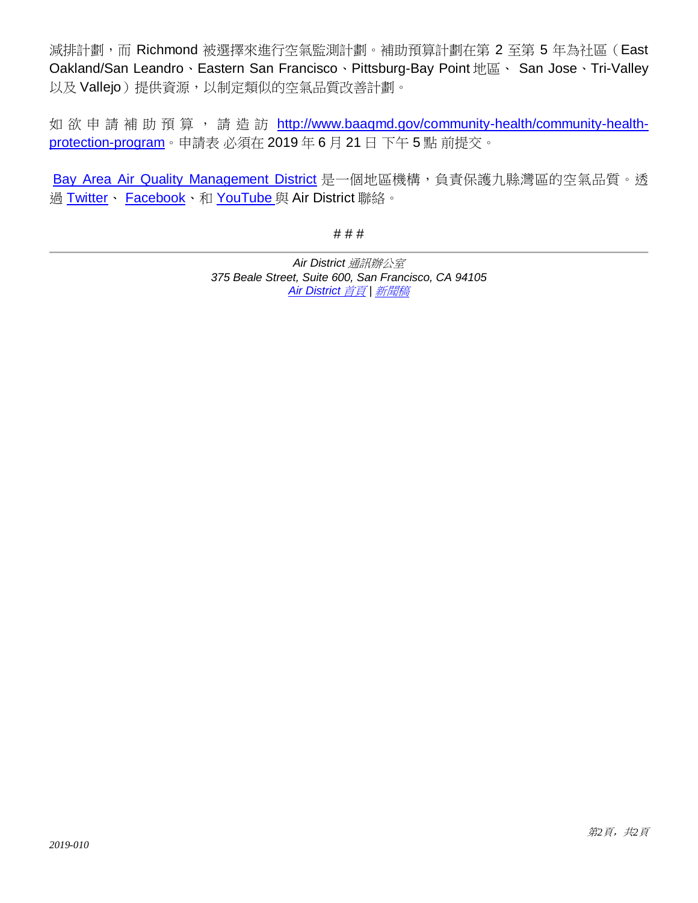減排計劃，而 Richmond 被選擇來進行空氣監測計劃。補助預算計劃在第 2 至第 5 年為社區（East Oakland/San Leandro、Eastern San Francisco、Pittsburg-Bay Point 地區、 San Jose、Tri-Valley 以及 Vallejo）提供資源，以制定類似的空氣品質改善計劃。

如欲申請補助預算，請造訪 [http://www.baaqmd.gov/community-health/community-health-protection-program](http://www.baaqmd.gov/community-health/community-health-protection-program)。申請表 必須在 2019 年 6 月 21 日 下午 5 點 前提交。

[Bay Area Air Quality Management District](http://www.baaqmd.gov) 是一個地區機構，負責保護九縣灣區的空氣品質。透過 [Twitter](https://twitter.com)、 [Facebook](https://facebook.com)、和 [YouTube](https://youtube.com) 與 Air District 聯絡。

# # #

*Air District 通訊辦公室*
*375 Beale Street, Suite 600, San Francisco, CA 94105*
*[Air District 首頁](http://www.baaqmd.gov) | [新聞稿](http://www.baaqmd.gov)*

*2019-010*